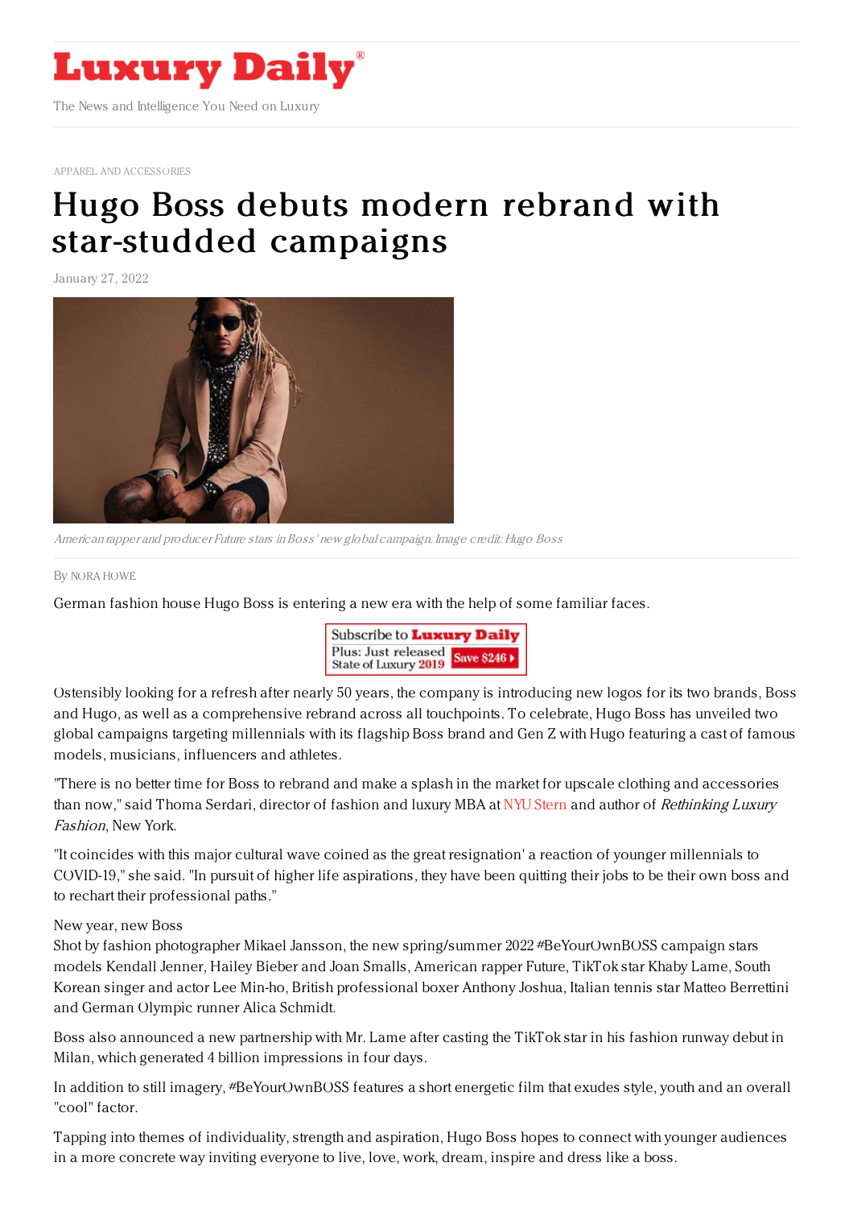# Luxury Daily

The News and Intelligence You Need on Luxury

APPAREL AND ACCESSORIES

# Hugo Boss debuts modern rebrand with star-studded campaigns

January 27, 2022

*American rapper and producer Future stars in Boss' new global campaign. Image credit: Hugo Boss*

By NORA HOWE

German fashion house Hugo Boss is entering a new era with the help of some familiar faces.

Ostensibly looking for a refresh after nearly 50 years, the company is introducing new logos for its two brands, Boss and Hugo, as well as a comprehensive rebrand across all touchpoints. To celebrate, Hugo Boss has unveiled two global campaigns targeting millennials with its flagship Boss brand and Gen Z with Hugo featuring a cast of famous models, musicians, influencers and athletes.

"There is no better time for Boss to rebrand and make a splash in the market for upscale clothing and accessories than now," said Thoma Serdari, director of fashion and luxury MBA at NYU Stern and author of *Rethinking Luxury Fashion*, New York.

"It coincides with this major cultural wave coined as the great resignation' a reaction of younger millennials to COVID-19," she said. "In pursuit of higher life aspirations, they have been quitting their jobs to be their own boss and to rechart their professional paths."

New year, new Boss

Shot by fashion photographer Mikael Jansson, the new spring/summer 2022 #BeYourOwnBOSS campaign stars models Kendall Jenner, Hailey Bieber and Joan Smalls, American rapper Future, TikTok star Khaby Lame, South Korean singer and actor Lee Min-ho, British professional boxer Anthony Joshua, Italian tennis star Matteo Berrettini and German Olympic runner Alica Schmidt.

Boss also announced a new partnership with Mr. Lame after casting the TikTok star in his fashion runway debut in Milan, which generated 4 billion impressions in four days.

In addition to still imagery, #BeYourOwnBOSS features a short energetic film that exudes style, youth and an overall "cool" factor.

Tapping into themes of individuality, strength and aspiration, Hugo Boss hopes to connect with younger audiences in a more concrete way inviting everyone to live, love, work, dream, inspire and dress like a boss.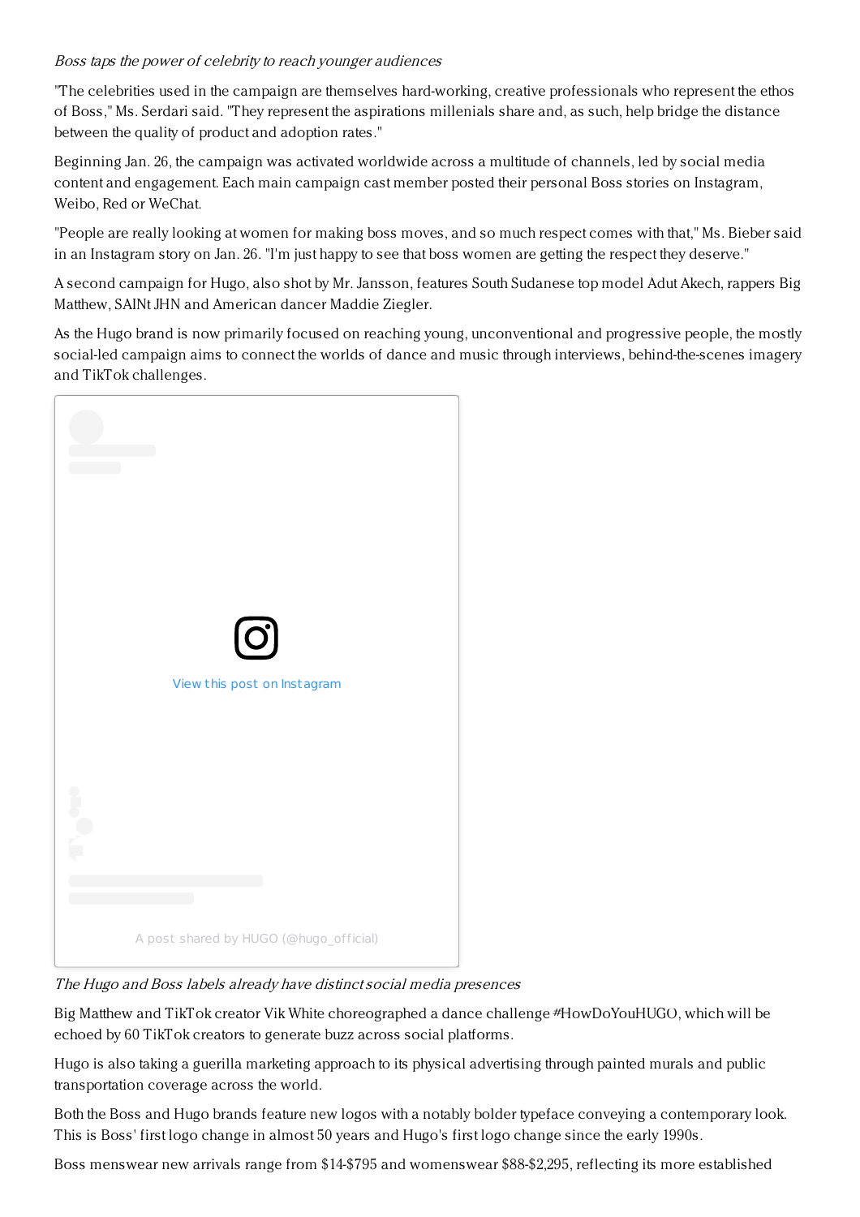*Boss taps the power of celebrity to reach younger audiences*

"The celebrities used in the campaign are themselves hard-working, creative professionals who represent the ethos of Boss," Ms. Serdari said. "They represent the aspirations millenials share and, as such, help bridge the distance between the quality of product and adoption rates."

Beginning Jan. 26, the campaign was activated worldwide across a multitude of channels, led by social media content and engagement. Each main campaign cast member posted their personal Boss stories on Instagram, Weibo, Red or WeChat.

"People are really looking at women for making boss moves, and so much respect comes with that," Ms. Bieber said in an Instagram story on Jan. 26. "I'm just happy to see that boss women are getting the respect they deserve."

A second campaign for Hugo, also shot by Mr. Jansson, features South Sudanese top model Adut Akech, rappers Big Matthew, SAINt JHN and American dancer Maddie Ziegler.

As the Hugo brand is now primarily focused on reaching young, unconventional and progressive people, the mostly social-led campaign aims to connect the worlds of dance and music through interviews, behind-the-scenes imagery and TikTok challenges.

View this post on Instagram

A post shared by HUGO (@hugo_official)

*The Hugo and Boss labels already have distinct social media presences*

Big Matthew and TikTok creator Vik White choreographed a dance challenge #HowDoYouHUGO, which will be echoed by 60 TikTok creators to generate buzz across social platforms.

Hugo is also taking a guerilla marketing approach to its physical advertising through painted murals and public transportation coverage across the world.

Both the Boss and Hugo brands feature new logos with a notably bolder typeface conveying a contemporary look. This is Boss' first logo change in almost 50 years and Hugo's first logo change since the early 1990s.

Boss menswear new arrivals range from $14-$795 and womenswear $88-$2,295, reflecting its more established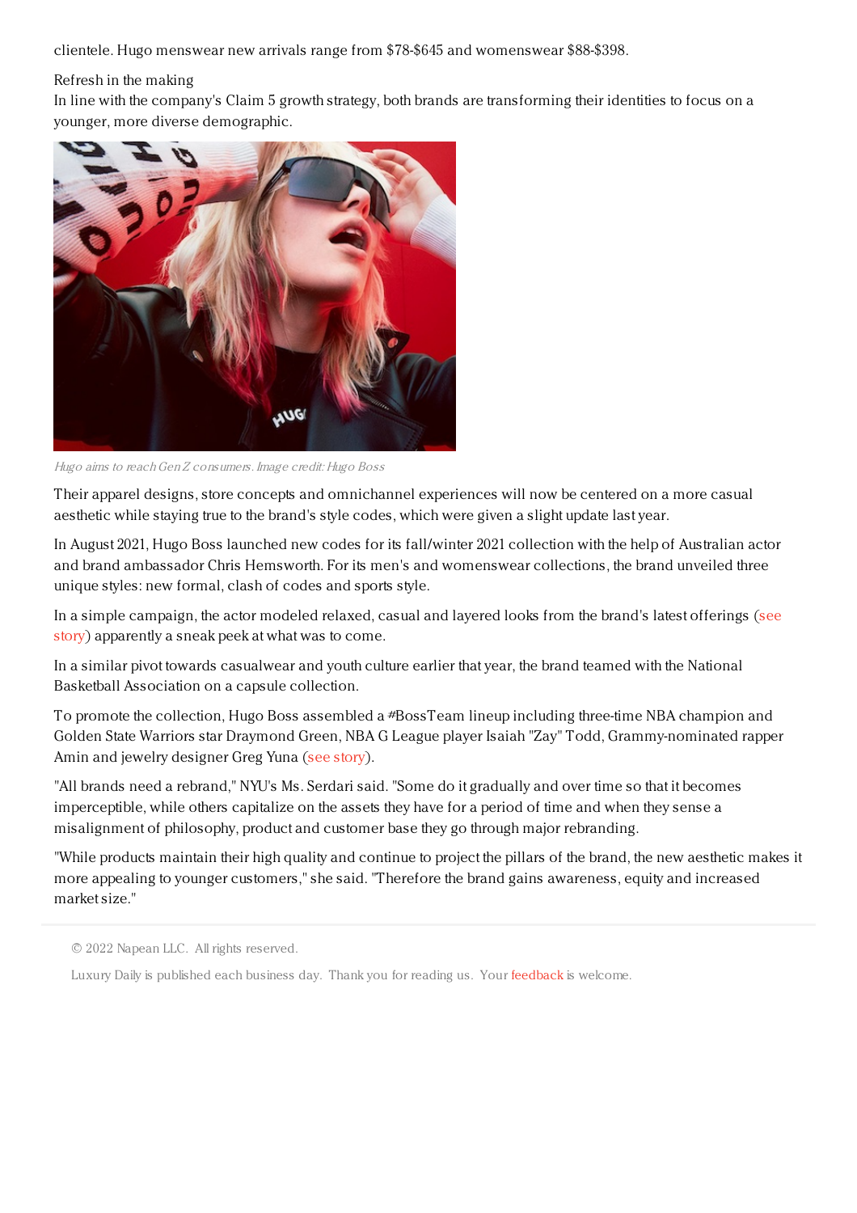clientele. Hugo menswear new arrivals range from $78-$645 and womenswear $88-$398.

Refresh in the making

In line with the company's Claim 5 growth strategy, both brands are transforming their identities to focus on a younger, more diverse demographic.

*Hugo aims to reach Gen Z consumers. Image credit: Hugo Boss*

Their apparel designs, store concepts and omnichannel experiences will now be centered on a more casual aesthetic while staying true to the brand's style codes, which were given a slight update last year.

In August 2021, Hugo Boss launched new codes for its fall/winter 2021 collection with the help of Australian actor and brand ambassador Chris Hemsworth. For its men's and womenswear collections, the brand unveiled three unique styles: new formal, clash of codes and sports style.

In a simple campaign, the actor modeled relaxed, casual and layered looks from the brand's latest offerings (see story) apparently a sneak peek at what was to come.

In a similar pivot towards casualwear and youth culture earlier that year, the brand teamed with the National Basketball Association on a capsule collection.

To promote the collection, Hugo Boss assembled a #BossTeam lineup including three-time NBA champion and Golden State Warriors star Draymond Green, NBA G League player Isaiah "Zay" Todd, Grammy-nominated rapper Amin and jewelry designer Greg Yuna (see story).

"All brands need a rebrand," NYU's Ms. Serdari said. "Some do it gradually and over time so that it becomes imperceptible, while others capitalize on the assets they have for a period of time and when they sense a misalignment of philosophy, product and customer base they go through major rebranding.

"While products maintain their high quality and continue to project the pillars of the brand, the new aesthetic makes it more appealing to younger customers," she said. "Therefore the brand gains awareness, equity and increased market size."

© 2022 Napean LLC. All rights reserved.

Luxury Daily is published each business day. Thank you for reading us. Your feedback is welcome.